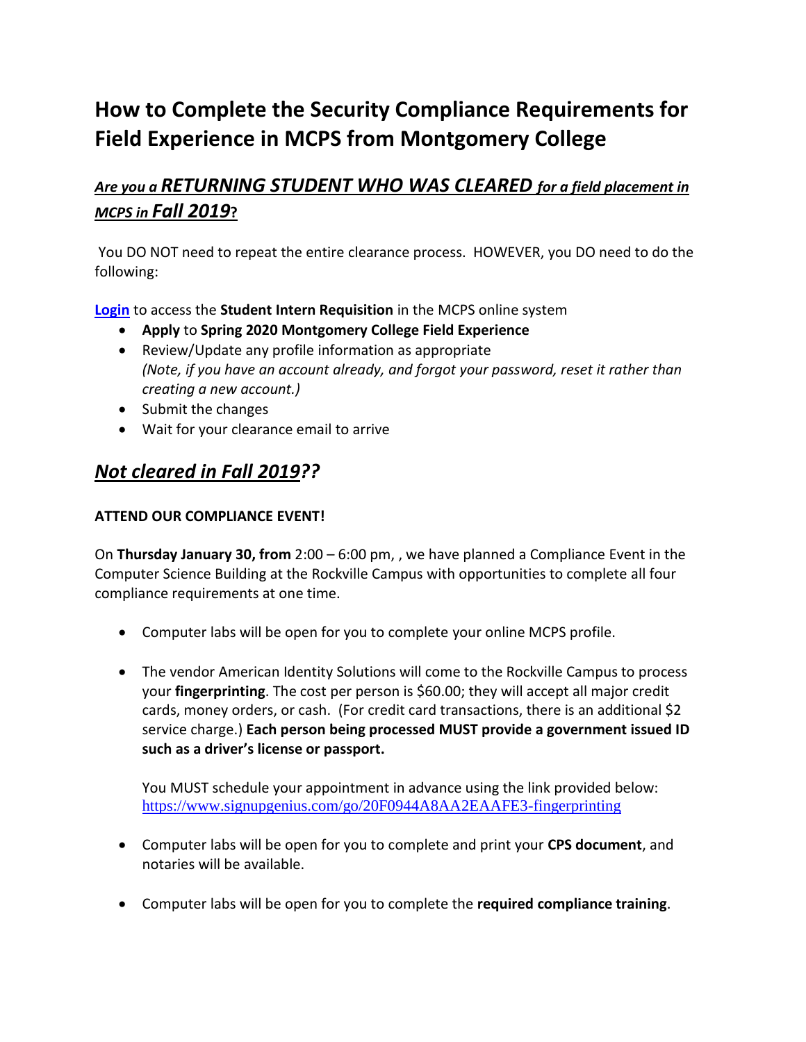# How to Complete the Security Compliance Requirements for Field Experience in MCPS from Montgomery College

## *Are you a RETURNING STUDENT WHO WAS CLEARED for a field placement in MCPS in Fall 2019?*

You DO NOT need to repeat the entire clearance process. HOWEVER, you DO need to do the following:

[Login](#) to access the **Student Intern Requisition** in the MCPS online system

- **Apply** to **Spring 2020 Montgomery College Field Experience**
- Review/Update any profile information as appropriate
  *(Note, if you have an account already, and forgot your password, reset it rather than creating a new account.)*
- Submit the changes
- Wait for your clearance email to arrive

## *Not cleared in Fall 2019??*

**ATTEND OUR COMPLIANCE EVENT!**

On **Thursday January 30, from** 2:00 – 6:00 pm, , we have planned a Compliance Event in the Computer Science Building at the Rockville Campus with opportunities to complete all four compliance requirements at one time.

- Computer labs will be open for you to complete your online MCPS profile.

- The vendor American Identity Solutions will come to the Rockville Campus to process your **fingerprinting**. The cost per person is $60.00; they will accept all major credit cards, money orders, or cash. (For credit card transactions, there is an additional $2 service charge.) **Each person being processed MUST provide a government issued ID such as a driver's license or passport.**

  You MUST schedule your appointment in advance using the link provided below: https://www.signupgenius.com/go/20F0944A8AA2EAAFE3-fingerprinting

- Computer labs will be open for you to complete and print your **CPS document**, and notaries will be available.

- Computer labs will be open for you to complete the **required compliance training**.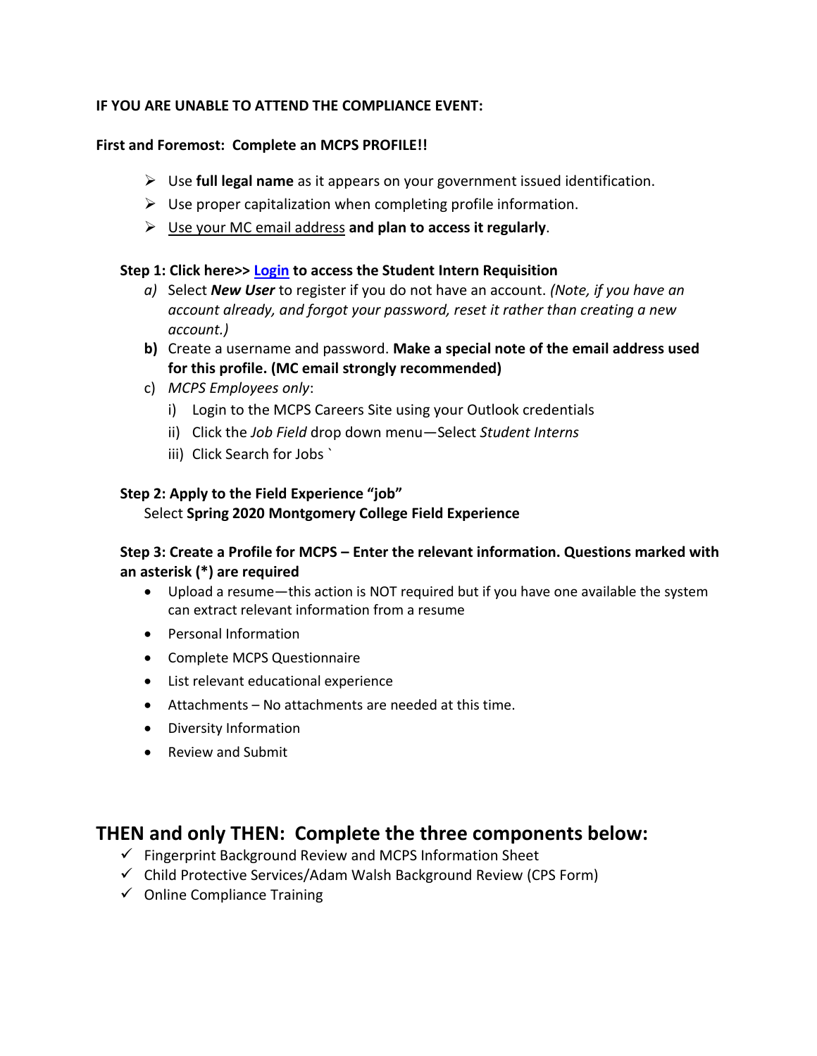**IF YOU ARE UNABLE TO ATTEND THE COMPLIANCE EVENT:**

**First and Foremost: Complete an MCPS PROFILE!!**

- Use **full legal name** as it appears on your government issued identification.
- Use proper capitalization when completing profile information.
- Use your MC email address **and plan to access it regularly**.

**Step 1: Click here>> Login to access the Student Intern Requisition**

a) Select ***New User*** to register if you do not have an account. *(Note, if you have an account already, and forgot your password, reset it rather than creating a new account.)*

**b)** Create a username and password. **Make a special note of the email address used for this profile. (MC email strongly recommended)**

c) *MCPS Employees only*:
   i) Login to the MCPS Careers Site using your Outlook credentials
   ii) Click the *Job Field* drop down menu—Select *Student Interns*
   iii) Click Search for Jobs `

**Step 2: Apply to the Field Experience "job"**

Select **Spring 2020 Montgomery College Field Experience**

**Step 3: Create a Profile for MCPS – Enter the relevant information. Questions marked with an asterisk (*) are required**

- Upload a resume—this action is NOT required but if you have one available the system can extract relevant information from a resume
- Personal Information
- Complete MCPS Questionnaire
- List relevant educational experience
- Attachments – No attachments are needed at this time.
- Diversity Information
- Review and Submit

## THEN and only THEN: Complete the three components below:

- ✓ Fingerprint Background Review and MCPS Information Sheet
- ✓ Child Protective Services/Adam Walsh Background Review (CPS Form)
- ✓ Online Compliance Training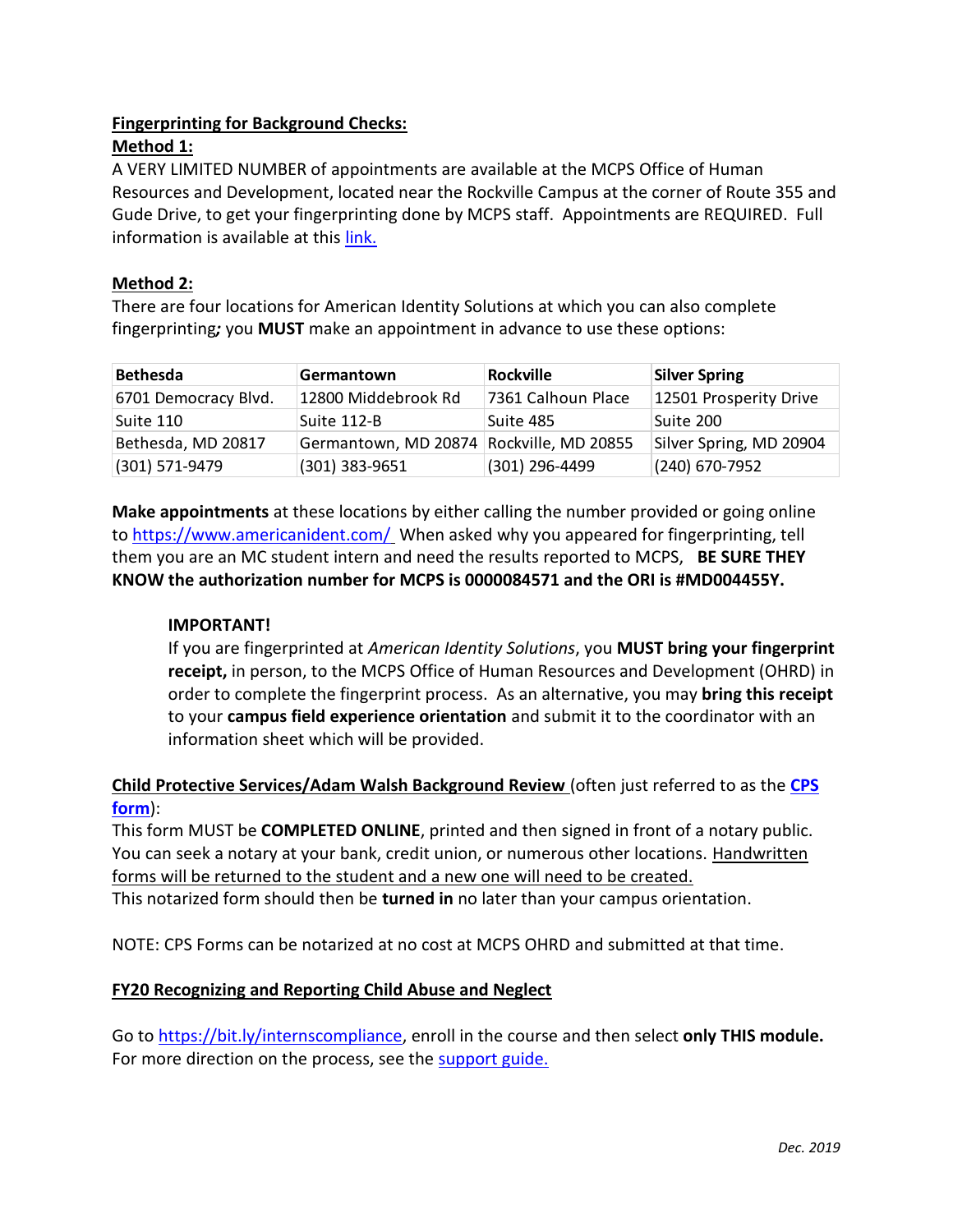**<u>Fingerprinting for Background Checks:</u>**

**<u>Method 1:</u>**

A VERY LIMITED NUMBER of appointments are available at the MCPS Office of Human Resources and Development, located near the Rockville Campus at the corner of Route 355 and Gude Drive, to get your fingerprinting done by MCPS staff. Appointments are REQUIRED. Full information is available at this link.

**<u>Method 2:</u>**

There are four locations for American Identity Solutions at which you can also complete fingerprinting***;*** you **MUST** make an appointment in advance to use these options:

| **Bethesda** | **Germantown** | **Rockville** | **Silver Spring** |
|---|---|---|---|
| 6701 Democracy Blvd. | 12800 Middebrook Rd | 7361 Calhoun Place | 12501 Prosperity Drive |
| Suite 110 | Suite 112-B | Suite 485 | Suite 200 |
| Bethesda, MD 20817 | Germantown, MD 20874 | Rockville, MD 20855 | Silver Spring, MD 20904 |
| (301) 571-9479 | (301) 383-9651 | (301) 296-4499 | (240) 670-7952 |

**Make appointments** at these locations by either calling the number provided or going online to https://www.americanident.com/ When asked why you appeared for fingerprinting, tell them you are an MC student intern and need the results reported to MCPS, **BE SURE THEY KNOW the authorization number for MCPS is 0000084571 and the ORI is #MD004455Y.**

> **IMPORTANT!**
>
> If you are fingerprinted at *American Identity Solutions*, you **MUST bring your fingerprint receipt,** in person, to the MCPS Office of Human Resources and Development (OHRD) in order to complete the fingerprint process. As an alternative, you may **bring this receipt** to your **campus field experience orientation** and submit it to the coordinator with an information sheet which will be provided.

**<u>Child Protective Services/Adam Walsh Background Review</u>** (often just referred to as the **CPS form**):

This form MUST be **COMPLETED ONLINE**, printed and then signed in front of a notary public. You can seek a notary at your bank, credit union, or numerous other locations. <u>Handwritten forms will be returned to the student and a new one will need to be created.</u>

This notarized form should then be **turned in** no later than your campus orientation.

NOTE: CPS Forms can be notarized at no cost at MCPS OHRD and submitted at that time.

**<u>FY20 Recognizing and Reporting Child Abuse and Neglect</u>**

Go to https://bit.ly/internscompliance, enroll in the course and then select **only THIS module.** For more direction on the process, see the support guide.

*Dec. 2019*